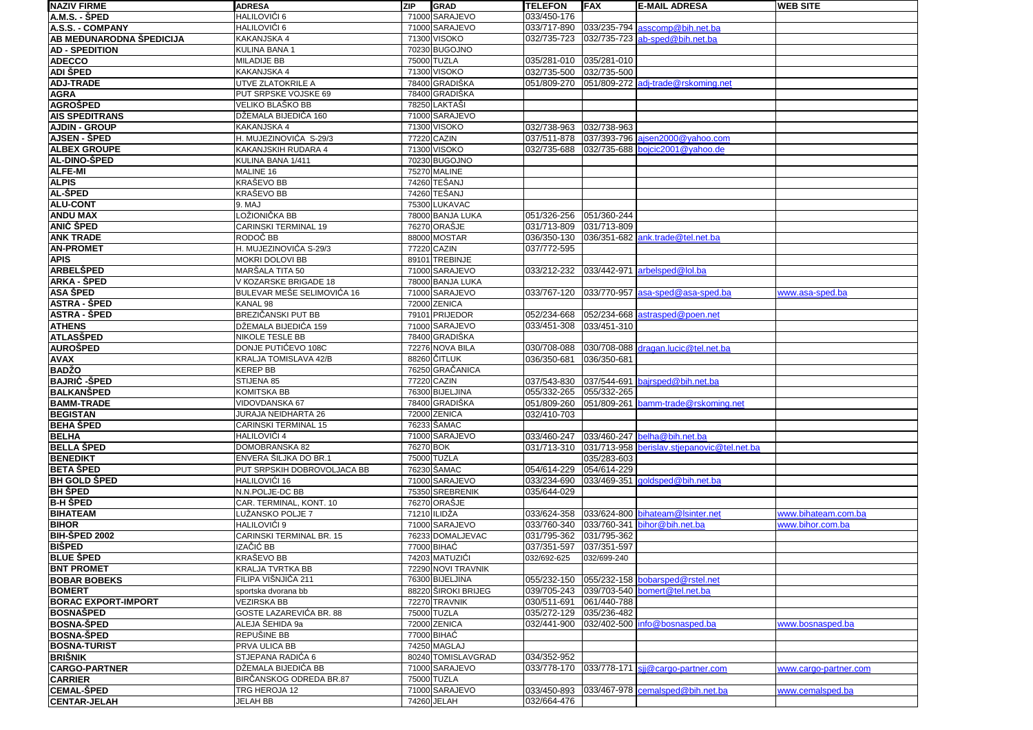| NAZIV FIRME | ADRESA | ZIP | GRAD | TELEFON | FAX | E-MAIL ADRESA | WEB SITE |
|---|---|---|---|---|---|---|---|
| A.M.S. - ŠPED | HALILOVIĆI 6 | 71000 | SARAJEVO | 033/450-176 | | | |
| A.S.S. - COMPANY | HALILOVIĆI 6 | 71000 | SARAJEVO | 033/717-890 | 033/235-794 | asscomp@bih.net.ba | |
| AB MEĐUNARODNA ŠPEDICIJA | KAKANJSKA 4 | 71300 | VISOKO | 032/735-723 | 032/735-723 | ab-sped@bih.net.ba | |
| AD - SPEDITION | KULINA BANA 1 | 70230 | BUGOJNO | | | | |
| ADECCO | MILADIJE BB | 75000 | TUZLA | 035/281-010 | 035/281-010 | | |
| ADI ŠPED | KAKANJSKA 4 | 71300 | VISOKO | 032/735-500 | 032/735-500 | | |
| ADJ-TRADE | UTVE ZLATOKRILE A | 78400 | GRADIŠKA | 051/809-270 | 051/809-272 | adj-trade@rskoming.net | |
| AGRA | PUT SRPSKE VOJSKE 69 | 78400 | GRADIŠKA | | | | |
| AGROŠPED | VELIKO BLAŠKO BB | 78250 | LAKTAŠI | | | | |
| AIS SPEDITRANS | DŽEMALA BIJEDIĆA 160 | 71000 | SARAJEVO | | | | |
| AJDIN - GROUP | KAKANJSKA 4 | 71300 | VISOKO | 032/738-963 | 032/738-963 | | |
| AJSEN - ŠPED | H. MUJEZINOVIĆA S-29/3 | 77220 | CAZIN | 037/511-878 | 037/393-796 | ajsen2000@yahoo.com | |
| ALBEX GROUPE | KAKANJSKIH RUDARA 4 | 71300 | VISOKO | 032/735-688 | 032/735-688 | bojcic2001@yahoo.de | |
| AL-DINO-ŠPED | KULINA BANA 1/411 | 70230 | BUGOJNO | | | | |
| ALFE-MI | MALINE 16 | 75270 | MALINE | | | | |
| ALPIS | KRAŠEVO BB | 74260 | TEŠANJ | | | | |
| AL-ŠPED | KRAŠEVO BB | 74260 | TEŠANJ | | | | |
| ALU-CONT | 9. MAJ | 75300 | LUKAVAC | | | | |
| ANDU MAX | LOŽIONIČKA BB | 78000 | BANJA LUKA | 051/326-256 | 051/360-244 | | |
| ANIĆ ŠPED | CARINSKI TERMINAL 19 | 76270 | ORAŠJE | 031/713-809 | 031/713-809 | | |
| ANK TRADE | RODOČ BB | 88000 | MOSTAR | 036/350-130 | 036/351-682 | ank.trade@tel.net.ba | |
| AN-PROMET | H. MUJEZINOVIĆA S-29/3 | 77220 | CAZIN | 037/772-595 | | | |
| APIS | MOKRI DOLOVI BB | 89101 | TREBINJE | | | | |
| ARBELŠPED | MARŠALA TITA 50 | 71000 | SARAJEVO | 033/212-232 | 033/442-971 | arbelsped@lol.ba | |
| ARKA - ŠPED | V KOZARSKE BRIGADE 18 | 78000 | BANJA LUKA | | | | |
| ASA ŠPED | BULEVAR MEŠE SELIMOVIĆA 16 | 71000 | SARAJEVO | 033/767-120 | 033/770-957 | asa-sped@asa-sped.ba | www.asa-sped.ba |
| ASTRA - ŠPED | KANAL 98 | 72000 | ZENICA | | | | |
| ASTRA - ŠPED | BREZIČANSKI PUT BB | 79101 | PRIJEDOR | 052/234-668 | 052/234-668 | astrasped@poen.net | |
| ATHENS | DŽEMALA BIJEDIĆA 159 | 71000 | SARAJEVO | 033/451-308 | 033/451-310 | | |
| ATLASŠPED | NIKOLE TESLE BB | 78400 | GRADIŠKA | | | | |
| AUROŠPED | DONJE PUTIĆEVO 108C | 72276 | NOVA BILA | 030/708-088 | 030/708-088 | dragan.lucic@tel.net.ba | |
| AVAX | KRALJA TOMISLAVA 42/B | 88260 | ČITLUK | 036/350-681 | 036/350-681 | | |
| BADŽO | KEREP BB | 76250 | GRAČANICA | | | | |
| BAJRIĆ -ŠPED | STIJENA 85 | 77220 | CAZIN | 037/543-830 | 037/544-691 | bajrsped@bih.net.ba | |
| BALKANŠPED | KOMITSKA BB | 76300 | BIJELJINA | 055/332-265 | 055/332-265 | | |
| BAMM-TRADE | VIDOVDANSKA 67 | 78400 | GRADIŠKA | 051/809-260 | 051/809-261 | bamm-trade@rskoming.net | |
| BEGISTAN | JURAJA NEIDHARTA 26 | 72000 | ZENICA | 032/410-703 | | | |
| BEHA ŠPED | CARINSKI TERMINAL 15 | 76233 | ŠAMAC | | | | |
| BELHA | HALILOVIĆI 4 | 71000 | SARAJEVO | 033/460-247 | 033/460-247 | belha@bih.net.ba | |
| BELLA ŠPED | DOMOBRANSKA 82 | 76270 | BOK | 031/713-310 | 031/713-958 | berislav.stjepanovic@tel.net.ba | |
| BENEDIKT | ENVERA ŠILJKA DO BR.1 | 75000 | TUZLA | | 035/283-603 | | |
| BETA ŠPED | PUT SRPSKIH DOBROVOLJACA BB | 76230 | ŠAMAC | 054/614-229 | 054/614-229 | | |
| BH GOLD ŠPED | HALILOVIĆI 16 | 71000 | SARAJEVO | 033/234-690 | 033/469-351 | goldsped@bih.net.ba | |
| BH ŠPED | N.N.POLJE-DC BB | 75350 | SREBRENIK | 035/644-029 | | | |
| B-H ŠPED | CAR. TERMINAL, KONT. 10 | 76270 | ORAŠJE | | | | |
| BIHATEAM | LUŽANSKO POLJE 7 | 71210 | ILIDŽA | 033/624-358 | 033/624-800 | bihateam@lsinter.net | www.bihateam.com.ba |
| BIHOR | HALILOVIĆI 9 | 71000 | SARAJEVO | 033/760-340 | 033/760-341 | bihor@bih.net.ba | www.bihor.com.ba |
| BIH-ŠPED 2002 | CARINSKI TERMINAL BR. 15 | 76233 | DOMALJEVAC | 031/795-362 | 031/795-362 | | |
| BIŠPED | IZAČIĆ BB | 77000 | BIHAĆ | 037/351-597 | 037/351-597 | | |
| BLUE ŠPED | KRAŠEVO BB | 74203 | MATUZIĆI | 032/692-625 | 032/699-240 | | |
| BNT PROMET | KRALJA TVRTKA BB | 72290 | NOVI TRAVNIK | | | | |
| BOBAR BOBEKS | FILIPA VIŠNJIĆA 211 | 76300 | BIJELJINA | 055/232-150 | 055/232-158 | bobarsped@rstel.net | |
| BOMERT | sportska dvorana bb | 88220 | ŠIROKI BRIJEG | 039/705-243 | 039/703-540 | bomert@tel.net.ba | |
| BORAC EXPORT-IMPORT | VEZIRSKA BB | 72270 | TRAVNIK | 030/511-691 | 061/440-788 | | |
| BOSNAŠPED | GOSTE LAZAREVIĆA BR. 88 | 75000 | TUZLA | 035/272-129 | 035/236-482 | | |
| BOSNA-ŠPED | ALEJA ŠEHIDA 9a | 72000 | ZENICA | 032/441-900 | 032/402-500 | info@bosnasped.ba | www.bosnasped.ba |
| BOSNA-ŠPED | REPUŠINE BB | 77000 | BIHAĆ | | | | |
| BOSNA-TURIST | PRVA ULICA BB | 74250 | MAGLAJ | | | | |
| BRIŠNIK | STJEPANA RADIĆA 6 | 80240 | TOMISLAVGRAD | 034/352-952 | | | |
| CARGO-PARTNER | DŽEMALA BIJEDIĆA BB | 71000 | SARAJEVO | 033/778-170 | 033/778-171 | sjj@cargo-partner.com | www.cargo-partner.com |
| CARRIER | BIRČANSKOG ODREDA BR.87 | 75000 | TUZLA | | | | |
| CEMAL-ŠPED | TRG HEROJA 12 | 71000 | SARAJEVO | 033/450-893 | 033/467-978 | cemalsped@bih.net.ba | www.cemalsped.ba |
| CENTAR-JELAH | JELAH BB | 74260 | JELAH | 032/664-476 | | | |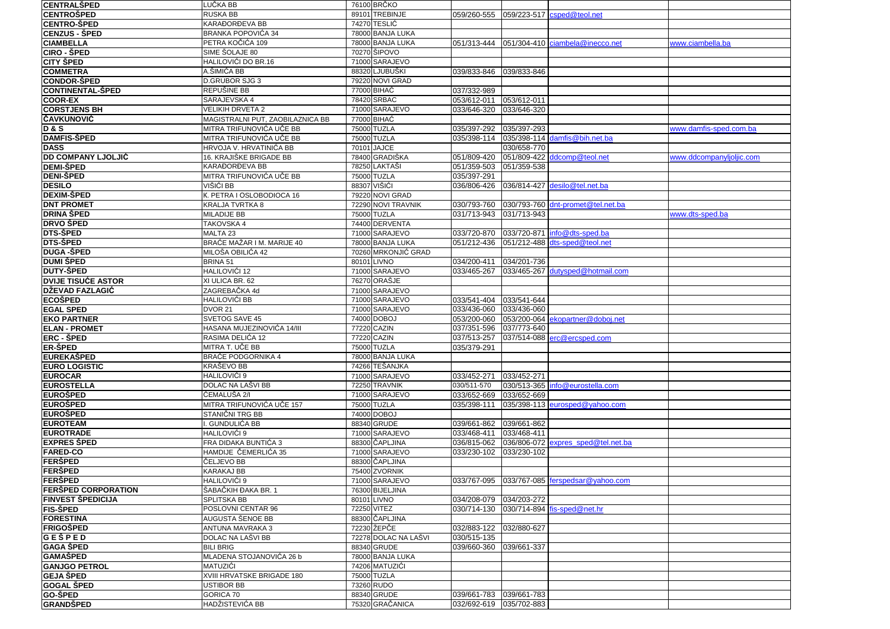| | | | | | | |
|---|---|---|---|---|---|---|
| **CENTRALŠPED** | LUČKA BB | 76100 BRČKO | | | | |
| **CENTROŠPED** | RUSKA BB | 89101 TREBINJE | 059/260-555 | 059/223-517 | csped@teol.net | |
| **CENTRO-ŠPED** | KARAĐORĐEVA BB | 74270 TESLIĆ | | | | |
| **CENZUS - ŠPED** | BRANKA POPOVIĆA 34 | 78000 BANJA LUKA | | | | |
| **CIAMBELLA** | PETRA KOČIĆA 109 | 78000 BANJA LUKA | 051/313-444 | 051/304-410 | ciambella@inecco.net | www.ciambella.ba |
| **CIRO - ŠPED** | SIME ŠOLAJE 80 | 70270 ŠIPOVO | | | | |
| **CITY ŠPED** | HALILOVIĆI DO BR.16 | 71000 SARAJEVO | | | | |
| **COMMETRA** | A.ŠIMIĆA BB | 88320 LJUBUŠKI | 039/833-846 | 039/833-846 | | |
| **CONDOR-ŠPED** | D.GRUBOR SJG 3 | 79220 NOVI GRAD | | | | |
| **CONTINENTAL-ŠPED** | REPUŠINE BB | 77000 BIHAĆ | 037/332-989 | | | |
| **COOR-EX** | SARAJEVSKA 4 | 78420 SRBAC | 053/612-011 | 053/612-011 | | |
| **CORSTJENS BH** | VELIKIH DRVETA 2 | 71000 SARAJEVO | 033/646-320 | 033/646-320 | | |
| **ČAVKUNOVIĆ** | MAGISTRALNI PUT, ZAOBILAZNICA BB | 77000 BIHAĆ | | | | |
| **D & S** | MITRA TRIFUNOVIĆA UČE BB | 75000 TUZLA | 035/397-292 | 035/397-293 | | www.damfis-sped.com.ba |
| **DAMFIS-ŠPED** | MITRA TRIFUNOVIĆA UČE BB | 75000 TUZLA | 035/398-114 | 035/398-114 | damfis@bih.net.ba | |
| **DASS** | HRVOJA V. HRVATINIĆA BB | 70101 JAJCE | | 030/658-770 | | |
| **DD COMPANY LJOLJIĆ** | 16. KRAJIŠKE BRIGADE BB | 78400 GRADIŠKA | 051/809-420 | 051/809-422 | ddcomp@teol.net | www.ddcompanyljoljic.com |
| **DEMI-ŠPED** | KARAĐORĐEVA BB | 78250 LAKTAŠI | 051/359-503 | 051/359-538 | | |
| **DENI-ŠPED** | MITRA TRIFUNOVIĆA UČE BB | 75000 TUZLA | 035/397-291 | | | |
| **DESILO** | VIŠIĆI BB | 88307 VIŠIĆI | 036/806-426 | 036/814-427 | desilo@tel.net.ba | |
| **DEXIM-ŠPED** | K. PETRA I OSLOBODIOCA 16 | 79220 NOVI GRAD | | | | |
| **DNT PROMET** | KRALJA TVRTKA 8 | 72290 NOVI TRAVNIK | 030/793-760 | 030/793-760 | dnt-promet@tel.net.ba | |
| **DRINA ŠPED** | MILADIJE BB | 75000 TUZLA | 031/713-943 | 031/713-943 | | www.dts-sped.ba |
| **DRVO ŠPED** | TAKOVSKA 4 | 74400 DERVENTA | | | | |
| **DTS-ŠPED** | MALTA 23 | 71000 SARAJEVO | 033/720-870 | 033/720-871 | info@dts-sped.ba | |
| **DTS-ŠPED** | BRAĆE MAŽAR I M. MARIJE 40 | 78000 BANJA LUKA | 051/212-436 | 051/212-488 | dts-sped@teol.net | |
| **DUGA -ŠPED** | MILOŠA OBILIĆA 42 | 70260 MRKONJIĆ GRAD | | | | |
| **DUMI ŠPED** | BRINA 51 | 80101 LIVNO | 034/200-411 | 034/201-736 | | |
| **DUTY-ŠPED** | HALILOVIĆI 12 | 71000 SARAJEVO | 033/465-267 | 033/465-267 | dutysped@hotmail.com | |
| **DVIJE TISUĆE ASTOR** | XI ULICA BR. 62 | 76270 ORAŠJE | | | | |
| **DŽEVAD FAZLAGIĆ** | ZAGREBAČKA 4d | 71000 SARAJEVO | | | | |
| **ECOŠPED** | HALILOVIĆI BB | 71000 SARAJEVO | 033/541-404 | 033/541-644 | | |
| **EGAL SPED** | DVOR 21 | 71000 SARAJEVO | 033/436-060 | 033/436-060 | | |
| **EKO PARTNER** | SVETOG SAVE 45 | 74000 DOBOJ | 053/200-060 | 053/200-064 | ekopartner@doboj.net | |
| **ELAN - PROMET** | HASANA MUJEZINOVIĆA 14/III | 77220 CAZIN | 037/351-596 | 037/773-640 | | |
| **ERC - ŠPED** | RASIMA DELIĆA 12 | 77220 CAZIN | 037/513-257 | 037/514-088 | erc@ercsped.com | |
| **ER-ŠPED** | MITRA T. UČE BB | 75000 TUZLA | 035/379-291 | | | |
| **EUREKAŠPED** | BRAĆE PODGORNIKA 4 | 78000 BANJA LUKA | | | | |
| **EURO LOGISTIC** | KRAŠEVO BB | 74266 TEŠANJKA | | | | |
| **EUROCAR** | HALILOVIĆI 9 | 71000 SARAJEVO | 033/452-271 | 033/452-271 | | |
| **EUROSTELLA** | DOLAC NA LAŠVI BB | 72250 TRAVNIK | 030/511-570 | 030/513-365 | info@eurostella.com | |
| **EUROŠPED** | ČEMALUŠA 2/I | 71000 SARAJEVO | 033/652-669 | 033/652-669 | | |
| **EUROŠPED** | MITRA TRIFUNOVIĆA UČE 157 | 75000 TUZLA | 035/398-111 | 035/398-113 | eurosped@yahoo.com | |
| **EUROŠPED** | STANIČNI TRG BB | 74000 DOBOJ | | | | |
| **EUROTEAM** | I. GUNDULIĆA BB | 88340 GRUDE | 039/661-862 | 039/661-862 | | |
| **EUROTRADE** | HALILOVIĆI 9 | 71000 SARAJEVO | 033/468-411 | 033/468-411 | | |
| **EXPRES ŠPED** | FRA DIDAKA BUNTIĆA 3 | 88300 ČAPLJINA | 036/815-062 | 036/806-072 | expres_sped@tel.net.ba | |
| **FARED-CO** | HAMDIJE ČEMERLIĆA 35 | 71000 SARAJEVO | 033/230-102 | 033/230-102 | | |
| **FERŠPED** | ČELJEVO BB | 88300 ČAPLJINA | | | | |
| **FERŠPED** | KARAKAJ BB | 75400 ZVORNIK | | | | |
| **FERŠPED** | HALILOVIĆI 9 | 71000 SARAJEVO | 033/767-095 | 033/767-085 | ferspedsar@yahoo.com | |
| **FERŠPED CORPORATION** | ŠABAČKIH ĐAKA BR. 1 | 76300 BIJELJINA | | | | |
| **FINVEST ŠPEDICIJA** | SPLITSKA BB | 80101 LIVNO | 034/208-079 | 034/203-272 | | |
| **FIS-ŠPED** | POSLOVNI CENTAR 96 | 72250 VITEZ | 030/714-130 | 030/714-894 | fis-sped@net.hr | |
| **FORESTINA** | AUGUSTA ŠENOE BB | 88300 ČAPLJINA | | | | |
| **FRIGOŠPED** | ANTUNA MAVRAKA 3 | 72230 ŽEPČE | 032/883-122 | 032/880-627 | | |
| **G E Š P E D** | DOLAC NA LAŠVI BB | 72278 DOLAC NA LAŠVI | 030/515-135 | | | |
| **GAGA ŠPED** | BILI BRIG | 88340 GRUDE | 039/660-360 | 039/661-337 | | |
| **GAMAŠPED** | MLADENA STOJANOVIĆA 26 b | 78000 BANJA LUKA | | | | |
| **GANJGO PETROL** | MATUZIĆI | 74206 MATUZIĆI | | | | |
| **GEJA ŠPED** | XVIII HRVATSKE BRIGADE 180 | 75000 TUZLA | | | | |
| **GOGAL ŠPED** | USTIBOR BB | 73260 RUDO | | | | |
| **GO-ŠPED** | GORICA 70 | 88340 GRUDE | 039/661-783 | 039/661-783 | | |
| **GRANDŠPED** | HADŽISTEVIĆA BB | 75320 GRAČANICA | 032/692-619 | 035/702-883 | | |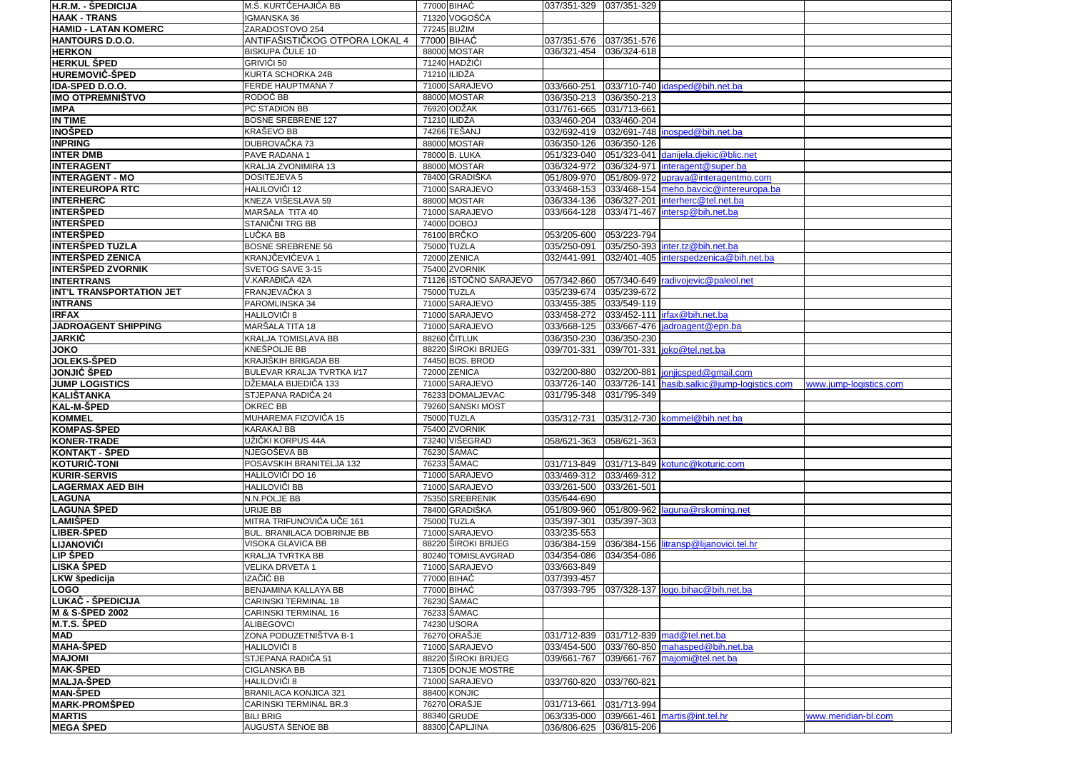| | | | | | | | |
|---|---|---|---|---|---|---|---|
| **H.R.M. - ŠPEDICIJA** | M.Š. KURTĆEHAJIĆA BB | 77000 | BIHAĆ | 037/351-329 | 037/351-329 | | |
| **HAAK - TRANS** | IGMANSKA 36 | 71320 | VOGOŠĆA | | | | |
| **HAMID - LATAN KOMERC** | ZARADOSTOVO 254 | 77245 | BUŽIM | | | | |
| **HANTOURS D.O.O.** | ANTIFAŠISTIČKOG OTPORA LOKAL 4 | 77000 | BIHAĆ | 037/351-576 | 037/351-576 | | |
| **HERKON** | BISKUPA ČULE 10 | 88000 | MOSTAR | 036/321-454 | 036/324-618 | | |
| **HERKUL ŠPED** | GRIVIĆI 50 | 71240 | HADŽIĆI | | | | |
| **HUREMOVIĆ-ŠPED** | KURTA SCHORKA 24B | 71210 | ILIDŽA | | | | |
| **IDA-SPED D.O.O.** | FERDE HAUPTMANA 7 | 71000 | SARAJEVO | 033/660-251 | 033/710-740 | idasped@bih.net.ba | |
| **IMO OTPREMNIŠTVO** | RODOČ BB | 88000 | MOSTAR | 036/350-213 | 036/350-213 | | |
| **IMPA** | PC STADION BB | 76920 | ODŽAK | 031/761-665 | 031/713-661 | | |
| **IN TIME** | BOSNE SREBRENE 127 | 71210 | ILIDŽA | 033/460-204 | 033/460-204 | | |
| **INOŠPED** | KRAŠEVO BB | 74266 | TEŠANJ | 032/692-419 | 032/691-748 | inosped@bih.net.ba | |
| **INPRING** | DUBROVAČKA 73 | 88000 | MOSTAR | 036/350-126 | 036/350-126 | | |
| **INTER DMB** | PAVE RADANA 1 | 78000 | B. LUKA | 051/323-040 | 051/323-041 | danijela.djekic@blic.net | |
| **INTERAGENT** | KRALJA ZVONIMIRA 13 | 88000 | MOSTAR | 036/324-972 | 036/324-971 | interagent@super.ba | |
| **INTERAGENT - MO** | DOSITEJEVA 5 | 78400 | GRADIŠKA | 051/809-970 | 051/809-972 | uprava@interagentmo.com | |
| **INTEREUROPA RTC** | HALILOVIĆI 12 | 71000 | SARAJEVO | 033/468-153 | 033/468-154 | meho.bavcic@intereuropa.ba | |
| **INTERHERC** | KNEZA VIŠESLAVA 59 | 88000 | MOSTAR | 036/334-136 | 036/327-201 | interherc@tel.net.ba | |
| **INTERŠPED** | MARŠALA TITA 40 | 71000 | SARAJEVO | 033/664-128 | 033/471-467 | intersp@bih.net.ba | |
| **INTERŠPED** | STANIČNI TRG BB | 74000 | DOBOJ | | | | |
| **INTERŠPED** | LUČKA BB | 76100 | BRČKO | 053/205-600 | 053/223-794 | | |
| **INTERŠPED TUZLA** | BOSNE SREBRENE 56 | 75000 | TUZLA | 035/250-091 | 035/250-393 | inter.tz@bih.net.ba | |
| **INTERŠPED ZENICA** | KRANJČEVIĆEVA 1 | 72000 | ZENICA | 032/441-991 | 032/401-405 | interspedzenica@bih.net.ba | |
| **INTERŠPED ZVORNIK** | SVETOG SAVE 3-15 | 75400 | ZVORNIK | | | | |
| **INTERTRANS** | V.KARAĐIĆA 42A | 71126 | ISTOČNO SARAJEVO | 057/342-860 | 057/340-649 | radivojevic@paleol.net | |
| **INT'L TRANSPORTATION JET** | FRANJEVAČKA 3 | 75000 | TUZLA | 035/239-674 | 035/239-672 | | |
| **INTRANS** | PAROMLINSKA 34 | 71000 | SARAJEVO | 033/455-385 | 033/549-119 | | |
| **IRFAX** | HALILOVIĆI 8 | 71000 | SARAJEVO | 033/458-272 | 033/452-111 | irfax@bih.net.ba | |
| **JADROAGENT SHIPPING** | MARŠALA TITA 18 | 71000 | SARAJEVO | 033/668-125 | 033/667-476 | jadroagent@epn.ba | |
| **JARKIĆ** | KRALJA TOMISLAVA BB | 88260 | ČITLUK | 036/350-230 | 036/350-230 | | |
| **JOKO** | KNEŠPOLJE BB | 88220 | ŠIROKI BRIJEG | 039/701-331 | 039/701-331 | joko@tel.net.ba | |
| **JOLEKS-ŠPED** | KRAJIŠKIH BRIGADA BB | 74450 | BOS. BROD | | | | |
| **JONJIĆ ŠPED** | BULEVAR KRALJA TVRTKA I/17 | 72000 | ZENICA | 032/200-880 | 032/200-881 | jonjicsped@gmail.com | |
| **JUMP LOGISTICS** | DŽEMALA BIJEDIĆA 133 | 71000 | SARAJEVO | 033/726-140 | 033/726-141 | hasib.salkic@jump-logistics.com | www.jump-logistics.com |
| **KALIŠTANKA** | STJEPANA RADIĆA 24 | 76233 | DOMALJEVAC | 031/795-348 | 031/795-349 | | |
| **KAL-M-ŠPED** | OKREC BB | 79260 | SANSKI MOST | | | | |
| **KOMMEL** | MUHAREMA FIZOVIĆA 15 | 75000 | TUZLA | 035/312-731 | 035/312-730 | kommel@bih.net.ba | |
| **KOMPAS-ŠPED** | KARAKAJ BB | 75400 | ZVORNIK | | | | |
| **KONER-TRADE** | UŽIČKI KORPUS 44A | 73240 | VIŠEGRAD | 058/621-363 | 058/621-363 | | |
| **KONTAKT - ŠPED** | NJEGOŠEVA BB | 76230 | ŠAMAC | | | | |
| **KOTURIĆ-TONI** | POSAVSKIH BRANITELJA 132 | 76233 | ŠAMAC | 031/713-849 | 031/713-849 | koturic@koturic.com | |
| **KURIR-SERVIS** | HALILOVIĆI DO 16 | 71000 | SARAJEVO | 033/469-312 | 033/469-312 | | |
| **LAGERMAX AED BIH** | HALILOVIĆI BB | 71000 | SARAJEVO | 033/261-500 | 033/261-501 | | |
| **LAGUNA** | N.N.POLJE BB | 75350 | SREBRENIK | 035/644-690 | | | |
| **LAGUNA ŠPED** | URIJE BB | 78400 | GRADIŠKA | 051/809-960 | 051/809-962 | laguna@rskoming.net | |
| **LAMIŠPED** | MITRA TRIFUNOVIĆA UČE 161 | 75000 | TUZLA | 035/397-301 | 035/397-303 | | |
| **LIBER-ŠPED** | BUL. BRANILACA DOBRINJE BB | 71000 | SARAJEVO | 033/235-553 | | | |
| **LIJANOVIĆI** | VISOKA GLAVICA BB | 88220 | ŠIROKI BRIJEG | 036/384-159 | 036/384-156 | litransp@lijanovici.tel.hr | |
| **LIP ŠPED** | KRALJA TVRTKA BB | 80240 | TOMISLAVGRAD | 034/354-086 | 034/354-086 | | |
| **LISKA ŠPED** | VELIKA DRVETA 1 | 71000 | SARAJEVO | 033/663-849 | | | |
| **LKW špedicija** | IZAČIĆ BB | 77000 | BIHAĆ | 037/393-457 | | | |
| **LOGO** | BENJAMINA KALLAYA BB | 77000 | BIHAĆ | 037/393-795 | 037/328-137 | logo.bihac@bih.net.ba | |
| **LUKAČ - ŠPEDICIJA** | CARINSKI TERMINAL 18 | 76230 | ŠAMAC | | | | |
| **M & S-ŠPED 2002** | CARINSKI TERMINAL 16 | 76233 | ŠAMAC | | | | |
| **M.T.S. ŠPED** | ALIBEGOVCI | 74230 | USORA | | | | |
| **MAD** | ZONA PODUZETNIŠTVA B-1 | 76270 | ORAŠJE | 031/712-839 | 031/712-839 | mad@tel.net.ba | |
| **MAHA-ŠPED** | HALILOVIĆI 8 | 71000 | SARAJEVO | 033/454-500 | 033/760-850 | mahasped@bih.net.ba | |
| **MAJOMI** | STJEPANA RADIĆA 51 | 88220 | ŠIROKI BRIJEG | 039/661-767 | 039/661-767 | majomi@tel.net.ba | |
| **MAK-ŠPED** | CIGLANSKA BB | 71305 | DONJE MOSTRE | | | | |
| **MALJA-ŠPED** | HALILOVIĆI 8 | 71000 | SARAJEVO | 033/760-820 | 033/760-821 | | |
| **MAN-ŠPED** | BRANILACA KONJICA 321 | 88400 | KONJIC | | | | |
| **MARK-PROMŠPED** | CARINSKI TERMINAL BR.3 | 76270 | ORAŠJE | 031/713-661 | 031/713-994 | | |
| **MARTIS** | BILI BRIG | 88340 | GRUDE | 063/335-000 | 039/661-461 | martis@int.tel.hr | www.meridian-bl.com |
| **MEGA ŠPED** | AUGUSTA ŠENOE BB | 88300 | ČAPLJINA | 036/806-625 | 036/815-206 | | |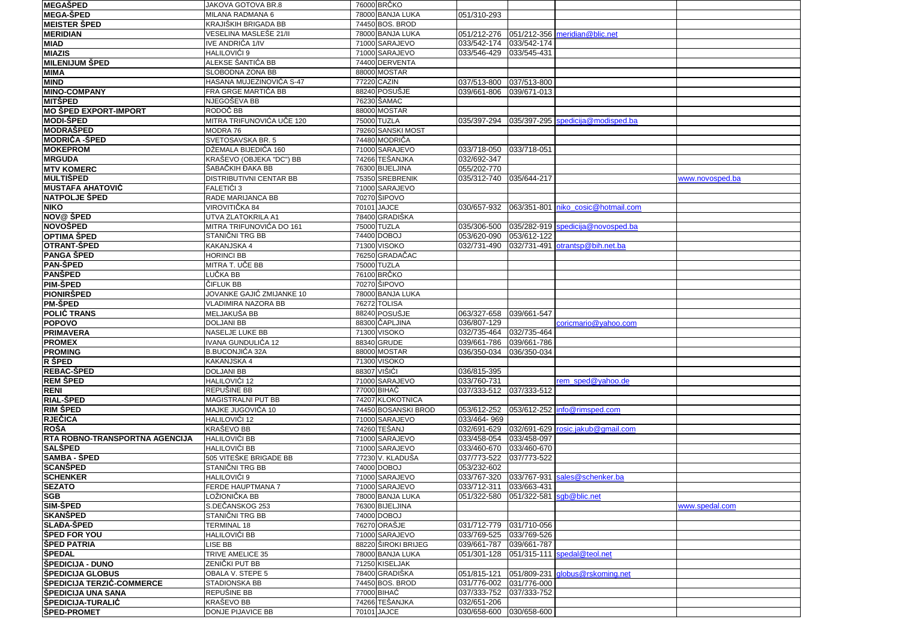| | | | | | | | |
|---|---|---|---|---|---|---|---|
| **MEGAŠPED** | JAKOVA GOTOVA BR.8 | 76000 | BRČKO | | | | |
| **MEGA-ŠPED** | MILANA RADMANA 6 | 78000 | BANJA LUKA | 051/310-293 | | | |
| **MEISTER ŠPED** | KRAJIŠKIH BRIGADA BB | 74450 | BOS. BROD | | | | |
| **MERIDIAN** | VESELINA MASLEŠE 21/II | 78000 | BANJA LUKA | 051/212-276 | 051/212-356 | meridian@blic.net | |
| **MIAD** | IVE ANDRIĆA 1/IV | 71000 | SARAJEVO | 033/542-174 | 033/542-174 | | |
| **MIAZIS** | HALILOVIĆI 9 | 71000 | SARAJEVO | 033/546-429 | 033/545-431 | | |
| **MILENIJUM ŠPED** | ALEKSE ŠANTIĆA BB | 74400 | DERVENTA | | | | |
| **MIMA** | SLOBODNA ZONA BB | 88000 | MOSTAR | | | | |
| **MIND** | HASANA MUJEZINOVIĆA S-47 | 77220 | CAZIN | 037/513-800 | 037/513-800 | | |
| **MINO-COMPANY** | FRA GRGE MARTIĆA BB | 88240 | POSUŠJE | 039/661-806 | 039/671-013 | | |
| **MITŠPED** | NJEGOŠEVA BB | 76230 | ŠAMAC | | | | |
| **MO ŠPED EXPORT-IMPORT** | RODOČ BB | 88000 | MOSTAR | | | | |
| **MODI-ŠPED** | MITRA TRIFUNOVIĆA UČE 120 | 75000 | TUZLA | 035/397-294 | 035/397-295 | spedicija@modisped.ba | |
| **MODRAŠPED** | MODRA 76 | 79260 | SANSKI MOST | | | | |
| **MODRIČA -ŠPED** | SVETOSAVSKA BR. 5 | 74480 | MODRIČA | | | | |
| **MOKEPROM** | DŽEMALA BIJEDIĆA 160 | 71000 | SARAJEVO | 033/718-050 | 033/718-051 | | |
| **MRGUDA** | KRAŠEVO (OBJEKA "DC") BB | 74266 | TEŠANJKA | 032/692-347 | | | |
| **MTV KOMERC** | ŠABAČKIH ĐAKA BB | 76300 | BIJELJINA | 055/202-770 | | | |
| **MULTIŠPED** | DISTRIBUTIVNI CENTAR BB | 75350 | SREBRENIK | 035/312-740 | 035/644-217 | | www.novosped.ba |
| **MUSTAFA AHATOVIĆ** | FALETIĆI 3 | 71000 | SARAJEVO | | | | |
| **NATPOLJE ŠPED** | RADE MARIJANCA BB | 70270 | ŠIPOVO | | | | |
| **NIKO** | VIROVITIČKA 84 | 70101 | JAJCE | 030/657-932 | 063/351-801 | niko_cosic@hotmail.com | |
| **NOV@ ŠPED** | UTVA ZLATOKRILA A1 | 78400 | GRADIŠKA | | | | |
| **NOVOŠPED** | MITRA TRIFUNOVIĆA DO 161 | 75000 | TUZLA | 035/306-500 | 035/282-919 | spedicija@novosped.ba | |
| **OPTIMA ŠPED** | STANIČNI TRG BB | 74400 | DOBOJ | 053/620-090 | 053/612-122 | | |
| **OTRANT-ŠPED** | KAKANJSKA 4 | 71300 | VISOKO | 032/731-490 | 032/731-491 | otrantsp@bih.net.ba | |
| **PANGA ŠPED** | HORINCI BB | 76250 | GRADAČAC | | | | |
| **PAN-ŠPED** | MITRA T. UČE BB | 75000 | TUZLA | | | | |
| **PANŠPED** | LUČKA BB | 76100 | BRČKO | | | | |
| **PIM-ŠPED** | ČIFLUK BB | 70270 | ŠIPOVO | | | | |
| **PIONIRŠPED** | JOVANKE GAJIĆ ZMIJANKE 10 | 78000 | BANJA LUKA | | | | |
| **PM-ŠPED** | VLADIMIRA NAZORA BB | 76272 | TOLISA | | | | |
| **POLIĆ TRANS** | MELJAKUŠA BB | 88240 | POSUŠJE | 063/327-658 | 039/661-547 | | |
| **POPOVO** | DOLJANI BB | 88300 | ČAPLJINA | 036/807-129 | | coricmario@yahoo.com | |
| **PRIMAVERA** | NASELJE LUKE BB | 71300 | VISOKO | 032/735-464 | 032/735-464 | | |
| **PROMEX** | IVANA GUNDULIĆA 12 | 88340 | GRUDE | 039/661-786 | 039/661-786 | | |
| **PROMING** | B.BUCONJIĆA 32A | 88000 | MOSTAR | 036/350-034 | 036/350-034 | | |
| **R ŠPED** | KAKANJSKA 4 | 71300 | VISOKO | | | | |
| **REBAC-ŠPED** | DOLJANI BB | 88307 | VIŠIĆI | 036/815-395 | | | |
| **REM ŠPED** | HALILOVIĆI 12 | 71000 | SARAJEVO | 033/760-731 | | rem_sped@yahoo.de | |
| **RENI** | REPUŠINE BB | 77000 | BIHAĆ | 037/333-512 | 037/333-512 | | |
| **RIAL-ŠPED** | MAGISTRALNI PUT BB | 74207 | KLOKOTNICA | | | | |
| **RIM ŠPED** | MAJKE JUGOVIĆA 10 | 74450 | BOSANSKI BROD | 053/612-252 | 053/612-252 | info@rimsped.com | |
| **RJEČICA** | HALILOVIĆI 12 | 71000 | SARAJEVO | 033/464- 969 | | | |
| **ROŠA** | KRAŠEVO BB | 74260 | TEŠANJ | 032/691-629 | 032/691-629 | rosic.jakub@gmail.com | |
| **RTA ROBNO-TRANSPORTNA AGENCIJA** | HALILOVIĆI BB | 71000 | SARAJEVO | 033/458-054 | 033/458-097 | | |
| **SALŠPED** | HALILOVIĆI BB | 71000 | SARAJEVO | 033/460-670 | 033/460-670 | | |
| **SAMBA - ŠPED** | 505 VITEŠKE BRIGADE BB | 77230 | V. KLADUŠA | 037/773-522 | 037/773-522 | | |
| **SCANŠPED** | STANIČNI TRG BB | 74000 | DOBOJ | 053/232-602 | | | |
| **SCHENKER** | HALILOVIĆI 9 | 71000 | SARAJEVO | 033/767-320 | 033/767-931 | sales@schenker.ba | |
| **SEZATO** | FERDE HAUPTMANA 7 | 71000 | SARAJEVO | 033/712-311 | 033/663-431 | | |
| **SGB** | LOŽIONIČKA BB | 78000 | BANJA LUKA | 051/322-580 | 051/322-581 | sgb@blic.net | |
| **SIM-ŠPED** | S.DEČANSKOG 253 | 76300 | BIJELJINA | | | | www.spedal.com |
| **SKANŠPED** | STANIČNI TRG BB | 74000 | DOBOJ | | | | |
| **SLAĐA-ŠPED** | TERMINAL 18 | 76270 | ORAŠJE | 031/712-779 | 031/710-056 | | |
| **ŠPED FOR YOU** | HALILOVIĆI BB | 71000 | SARAJEVO | 033/769-525 | 033/769-526 | | |
| **ŠPED PATRIA** | LISE BB | 88220 | ŠIROKI BRIJEG | 039/661-787 | 039/661-787 | | |
| **ŠPEDAL** | TRIVE AMELICE 35 | 78000 | BANJA LUKA | 051/301-128 | 051/315-111 | spedal@teol.net | |
| **ŠPEDICIJA - DUNO** | ZENIČKI PUT BB | 71250 | KISELJAK | | | | |
| **ŠPEDICIJA GLOBUS** | OBALA V. STEPE 5 | 78400 | GRADIŠKA | 051/815-121 | 051/809-231 | globus@rskoming.net | |
| **ŠPEDICIJA TERZIĆ-COMMERCE** | STADIONSKA BB | 74450 | BOS. BROD | 031/776-002 | 031/776-000 | | |
| **ŠPEDICIJA UNA SANA** | REPUŠINE BB | 77000 | BIHAĆ | 037/333-752 | 037/333-752 | | |
| **ŠPEDICIJA-TURALIĆ** | KRAŠEVO BB | 74266 | TEŠANJKA | 032/651-206 | | | |
| **ŠPED-PROMET** | DONJE PIJAVICE BB | 70101 | JAJCE | 030/658-600 | 030/658-600 | | |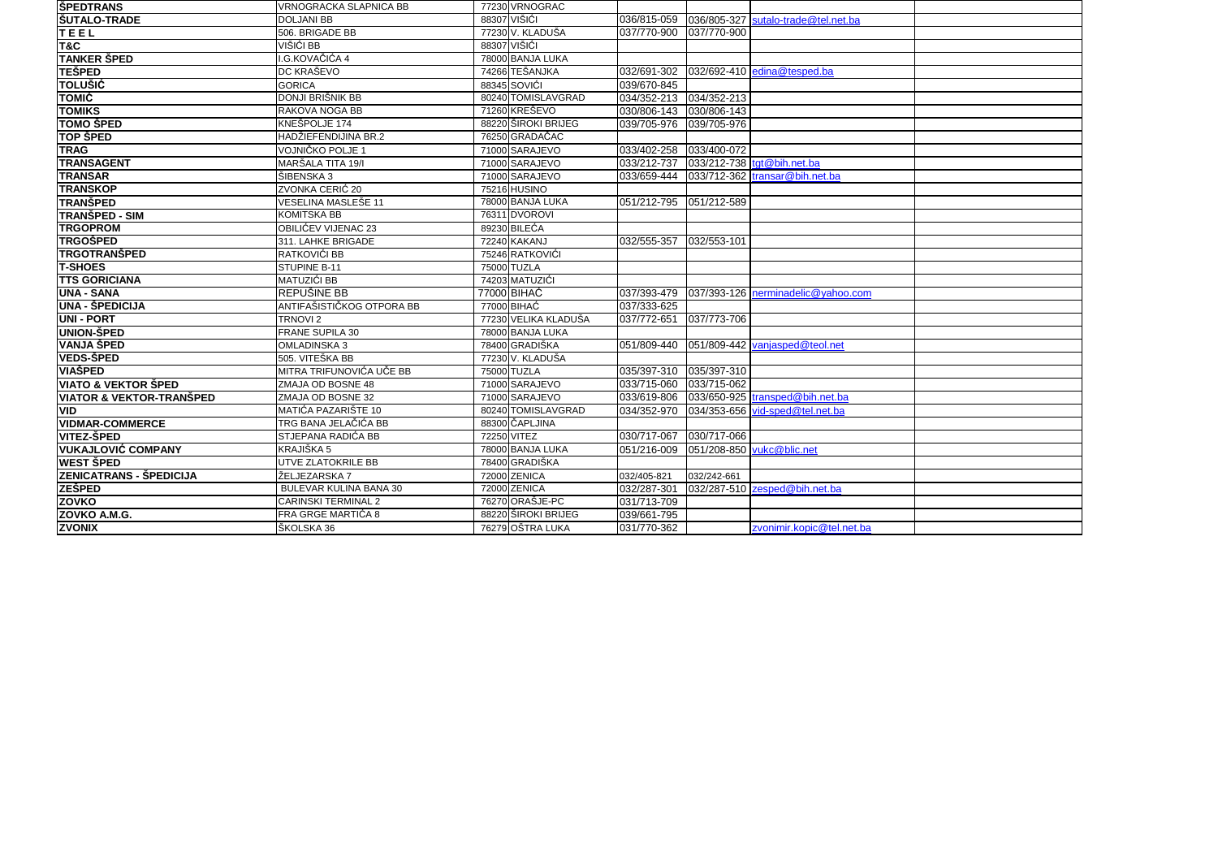| | | | | | | | |
|---|---|---|---|---|---|---|---|
| **ŠPEDTRANS** | VRNOGRACKA SLAPNICA BB | 77230 | VRNOGRAC | | | | |
| **ŠUTALO-TRADE** | DOLJANI BB | 88307 | VIŠIĆI | 036/815-059 | 036/805-327 | sutalo-trade@tel.net.ba | |
| **T E E L** | 506. BRIGADE BB | 77230 | V. KLADUŠA | 037/770-900 | 037/770-900 | | |
| **T&C** | VIŠIĆI BB | 88307 | VIŠIĆI | | | | |
| **TANKER ŠPED** | I.G.KOVAČIĆA 4 | 78000 | BANJA LUKA | | | | |
| **TEŠPED** | DC KRAŠEVO | 74266 | TEŠANJKA | 032/691-302 | 032/692-410 | edina@tesped.ba | |
| **TOLUŠIĆ** | GORICA | 88345 | SOVIĆI | 039/670-845 | | | |
| **TOMIĆ** | DONJI BRIŠNIK BB | 80240 | TOMISLAVGRAD | 034/352-213 | 034/352-213 | | |
| **TOMIKS** | RAKOVA NOGA BB | 71260 | KREŠEVO | 030/806-143 | 030/806-143 | | |
| **TOMO ŠPED** | KNEŠPOLJE 174 | 88220 | ŠIROKI BRIJEG | 039/705-976 | 039/705-976 | | |
| **TOP ŠPED** | HADŽIEFENDIJINA BR.2 | 76250 | GRADAČAC | | | | |
| **TRAG** | VOJNIČKO POLJE 1 | 71000 | SARAJEVO | 033/402-258 | 033/400-072 | | |
| **TRANSAGENT** | MARŠALA TITA 19/I | 71000 | SARAJEVO | 033/212-737 | 033/212-738 | tgt@bih.net.ba | |
| **TRANSAR** | ŠIBENSKA 3 | 71000 | SARAJEVO | 033/659-444 | 033/712-362 | transar@bih.net.ba | |
| **TRANSKOP** | ZVONKA CERIĆ 20 | 75216 | HUSINO | | | | |
| **TRANŠPED** | VESELINA MASLEŠE 11 | 78000 | BANJA LUKA | 051/212-795 | 051/212-589 | | |
| **TRANŠPED - SIM** | KOMITSKA BB | 76311 | DVOROVI | | | | |
| **TRGOPROM** | OBILIĆEV VIJENAC 23 | 89230 | BILEĆA | | | | |
| **TRGOŠPED** | 311. LAHKE BRIGADE | 72240 | KAKANJ | 032/555-357 | 032/553-101 | | |
| **TRGOTRANŠPED** | RATKOVIĆI BB | 75246 | RATKOVIĆI | | | | |
| **T-SHOES** | STUPINE B-11 | 75000 | TUZLA | | | | |
| **TTS GORICIANA** | MATUZIĆI BB | 74203 | MATUZIĆI | | | | |
| **UNA - SANA** | REPUŠINE BB | 77000 | BIHAĆ | 037/393-479 | 037/393-126 | nerminadelic@yahoo.com | |
| **UNA - ŠPEDICIJA** | ANTIFAŠISTIČKOG OTPORA BB | 77000 | BIHAĆ | 037/333-625 | | | |
| **UNI - PORT** | TRNOVI 2 | 77230 | VELIKA KLADUŠA | 037/772-651 | 037/773-706 | | |
| **UNION-ŠPED** | FRANE SUPILA 30 | 78000 | BANJA LUKA | | | | |
| **VANJA ŠPED** | OMLADINSKA 3 | 78400 | GRADIŠKA | 051/809-440 | 051/809-442 | vanjasped@teol.net | |
| **VEDS-ŠPED** | 505. VITEŠKA BB | 77230 | V. KLADUŠA | | | | |
| **VIAŠPED** | MITRA TRIFUNOVIĆA UČE BB | 75000 | TUZLA | 035/397-310 | 035/397-310 | | |
| **VIATO & VEKTOR ŠPED** | ZMAJA OD BOSNE 48 | 71000 | SARAJEVO | 033/715-060 | 033/715-062 | | |
| **VIATOR & VEKTOR-TRANŠPED** | ZMAJA OD BOSNE 32 | 71000 | SARAJEVO | 033/619-806 | 033/650-925 | transped@bih.net.ba | |
| **VID** | MATIĆA PAZARIŠTE 10 | 80240 | TOMISLAVGRAD | 034/352-970 | 034/353-656 | vid-sped@tel.net.ba | |
| **VIDMAR-COMMERCE** | TRG BANA JELAČIĆA BB | 88300 | ČAPLJINA | | | | |
| **VITEZ-ŠPED** | STJEPANA RADIĆA BB | 72250 | VITEZ | 030/717-067 | 030/717-066 | | |
| **VUKAJLOVIĆ COMPANY** | KRAJIŠKA 5 | 78000 | BANJA LUKA | 051/216-009 | 051/208-850 | vukc@blic.net | |
| **WEST ŠPED** | UTVE ZLATOKRILE BB | 78400 | GRADIŠKA | | | | |
| **ZENICATRANS - ŠPEDICIJA** | ŽELJEZARSKA 7 | 72000 | ZENICA | 032/405-821 | 032/242-661 | | |
| **ZEŠPED** | BULEVAR KULINA BANA 30 | 72000 | ZENICA | 032/287-301 | 032/287-510 | zesped@bih.net.ba | |
| **ZOVKO** | CARINSKI TERMINAL 2 | 76270 | ORAŠJE-PC | 031/713-709 | | | |
| **ZOVKO A.M.G.** | FRA GRGE MARTIĆA 8 | 88220 | ŠIROKI BRIJEG | 039/661-795 | | | |
| **ZVONIX** | ŠKOLSKA 36 | 76279 | OŠTRA LUKA | 031/770-362 | | zvonimir.kopic@tel.net.ba | |